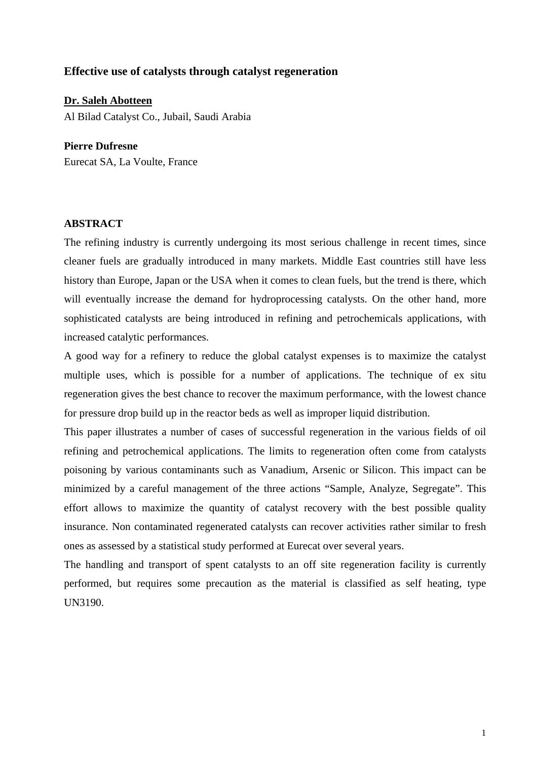# Effective use of catalysts through catalyst regeneration

**Dr. Saleh Abotteen**
Al Bilad Catalyst Co., Jubail, Saudi Arabia

**Pierre Dufresne**
Eurecat SA, La Voulte, France

## ABSTRACT

The refining industry is currently undergoing its most serious challenge in recent times, since cleaner fuels are gradually introduced in many markets. Middle East countries still have less history than Europe, Japan or the USA when it comes to clean fuels, but the trend is there, which will eventually increase the demand for hydroprocessing catalysts. On the other hand, more sophisticated catalysts are being introduced in refining and petrochemicals applications, with increased catalytic performances.

A good way for a refinery to reduce the global catalyst expenses is to maximize the catalyst multiple uses, which is possible for a number of applications. The technique of ex situ regeneration gives the best chance to recover the maximum performance, with the lowest chance for pressure drop build up in the reactor beds as well as improper liquid distribution.

This paper illustrates a number of cases of successful regeneration in the various fields of oil refining and petrochemical applications. The limits to regeneration often come from catalysts poisoning by various contaminants such as Vanadium, Arsenic or Silicon. This impact can be minimized by a careful management of the three actions "Sample, Analyze, Segregate". This effort allows to maximize the quantity of catalyst recovery with the best possible quality insurance. Non contaminated regenerated catalysts can recover activities rather similar to fresh ones as assessed by a statistical study performed at Eurecat over several years.

The handling and transport of spent catalysts to an off site regeneration facility is currently performed, but requires some precaution as the material is classified as self heating, type UN3190.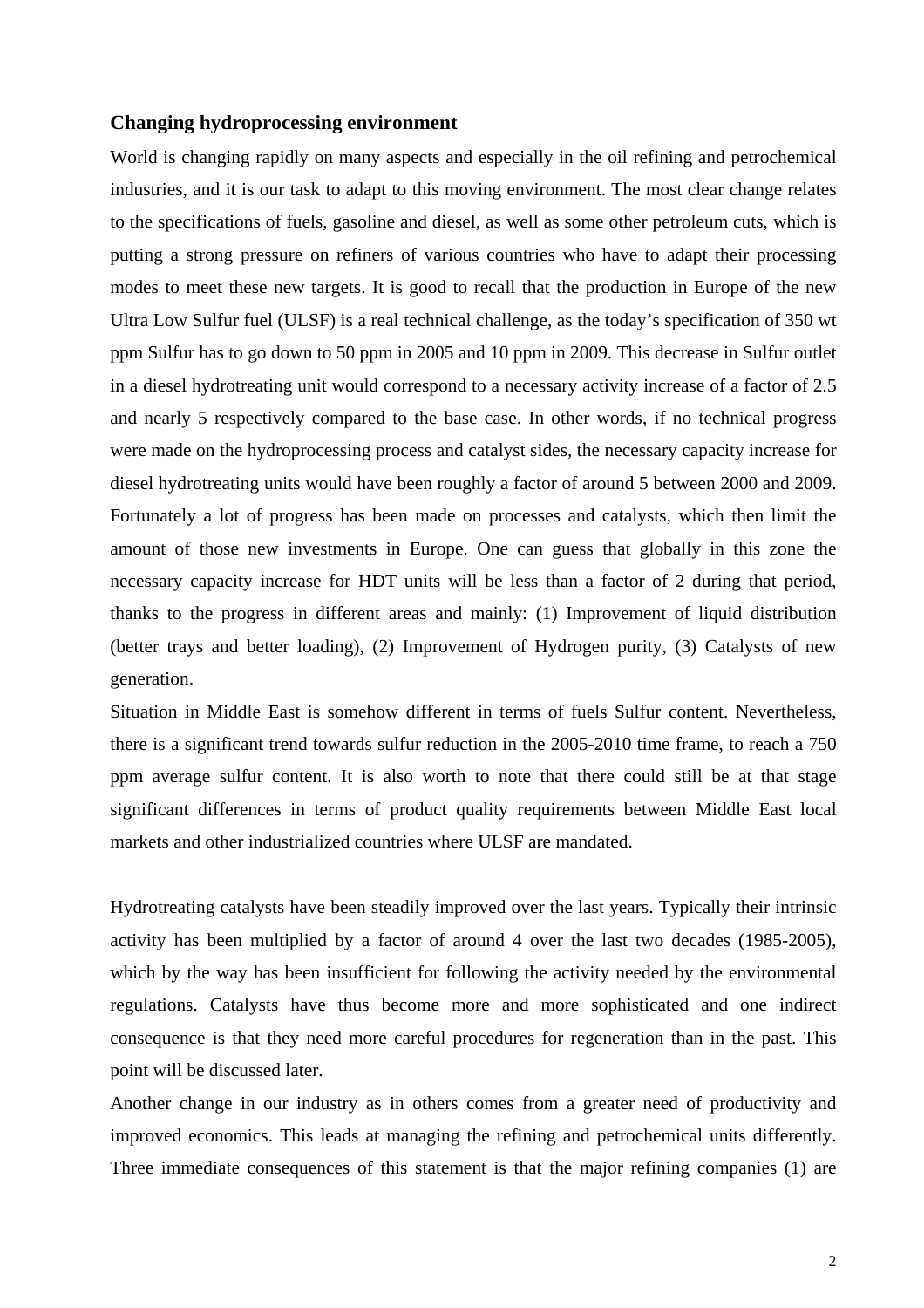### Changing hydroprocessing environment

World is changing rapidly on many aspects and especially in the oil refining and petrochemical industries, and it is our task to adapt to this moving environment. The most clear change relates to the specifications of fuels, gasoline and diesel, as well as some other petroleum cuts, which is putting a strong pressure on refiners of various countries who have to adapt their processing modes to meet these new targets. It is good to recall that the production in Europe of the new Ultra Low Sulfur fuel (ULSF) is a real technical challenge, as the today's specification of 350 wt ppm Sulfur has to go down to 50 ppm in 2005 and 10 ppm in 2009. This decrease in Sulfur outlet in a diesel hydrotreating unit would correspond to a necessary activity increase of a factor of 2.5 and nearly 5 respectively compared to the base case. In other words, if no technical progress were made on the hydroprocessing process and catalyst sides, the necessary capacity increase for diesel hydrotreating units would have been roughly a factor of around 5 between 2000 and 2009. Fortunately a lot of progress has been made on processes and catalysts, which then limit the amount of those new investments in Europe. One can guess that globally in this zone the necessary capacity increase for HDT units will be less than a factor of 2 during that period, thanks to the progress in different areas and mainly: (1) Improvement of liquid distribution (better trays and better loading), (2) Improvement of Hydrogen purity, (3) Catalysts of new generation.

Situation in Middle East is somehow different in terms of fuels Sulfur content. Nevertheless, there is a significant trend towards sulfur reduction in the 2005-2010 time frame, to reach a 750 ppm average sulfur content. It is also worth to note that there could still be at that stage significant differences in terms of product quality requirements between Middle East local markets and other industrialized countries where ULSF are mandated.

Hydrotreating catalysts have been steadily improved over the last years. Typically their intrinsic activity has been multiplied by a factor of around 4 over the last two decades (1985-2005), which by the way has been insufficient for following the activity needed by the environmental regulations. Catalysts have thus become more and more sophisticated and one indirect consequence is that they need more careful procedures for regeneration than in the past. This point will be discussed later.

Another change in our industry as in others comes from a greater need of productivity and improved economics. This leads at managing the refining and petrochemical units differently. Three immediate consequences of this statement is that the major refining companies (1) are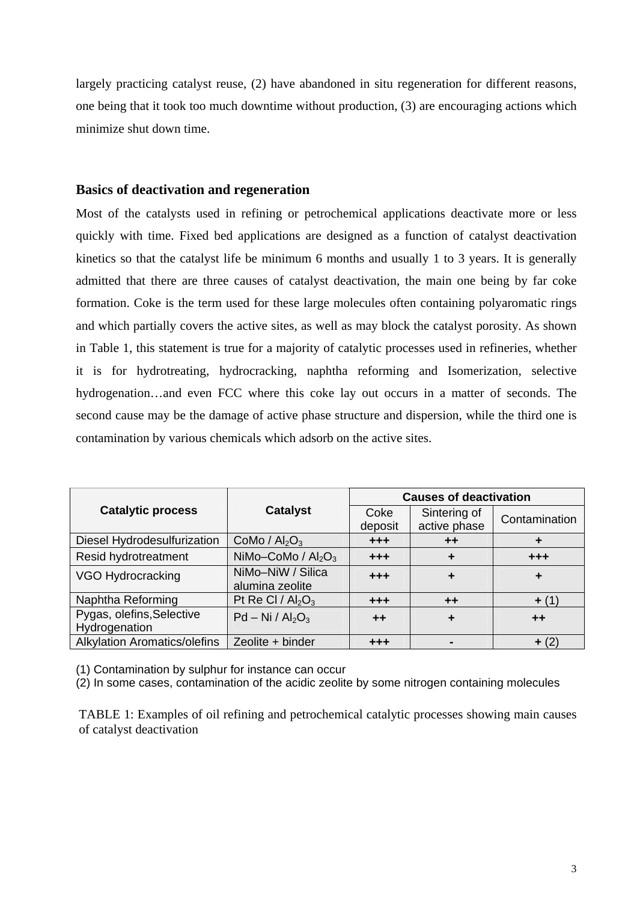largely practicing catalyst reuse, (2) have abandoned in situ regeneration for different reasons, one being that it took too much downtime without production, (3) are encouraging actions which minimize shut down time.

## Basics of deactivation and regeneration

Most of the catalysts used in refining or petrochemical applications deactivate more or less quickly with time. Fixed bed applications are designed as a function of catalyst deactivation kinetics so that the catalyst life be minimum 6 months and usually 1 to 3 years. It is generally admitted that there are three causes of catalyst deactivation, the main one being by far coke formation. Coke is the term used for these large molecules often containing polyaromatic rings and which partially covers the active sites, as well as may block the catalyst porosity. As shown in Table 1, this statement is true for a majority of catalytic processes used in refineries, whether it is for hydrotreating, hydrocracking, naphtha reforming and Isomerization, selective hydrogenation…and even FCC where this coke lay out occurs in a matter of seconds. The second cause may be the damage of active phase structure and dispersion, while the third one is contamination by various chemicals which adsorb on the active sites.

| Catalytic process | Catalyst | Causes of deactivation | | |
|---|---|---|---|---|
| | | Coke deposit | Sintering of active phase | Contamination |
| Diesel Hydrodesulfurization | CoMo / $Al_2O_3$ | +++ | ++ | + |
| Resid hydrotreatment | NiMo–CoMo / $Al_2O_3$ | +++ | + | +++ |
| VGO Hydrocracking | NiMo–NiW / Silica alumina zeolite | +++ | + | + |
| Naphtha Reforming | Pt Re Cl / $Al_2O_3$ | +++ | ++ | + (1) |
| Pygas, olefins,Selective Hydrogenation | Pd – Ni / $Al_2O_3$ | ++ | + | ++ |
| Alkylation Aromatics/olefins | Zeolite + binder | +++ | - | + (2) |

(1) Contamination by sulphur for instance can occur
(2) In some cases, contamination of the acidic zeolite by some nitrogen containing molecules

TABLE 1: Examples of oil refining and petrochemical catalytic processes showing main causes of catalyst deactivation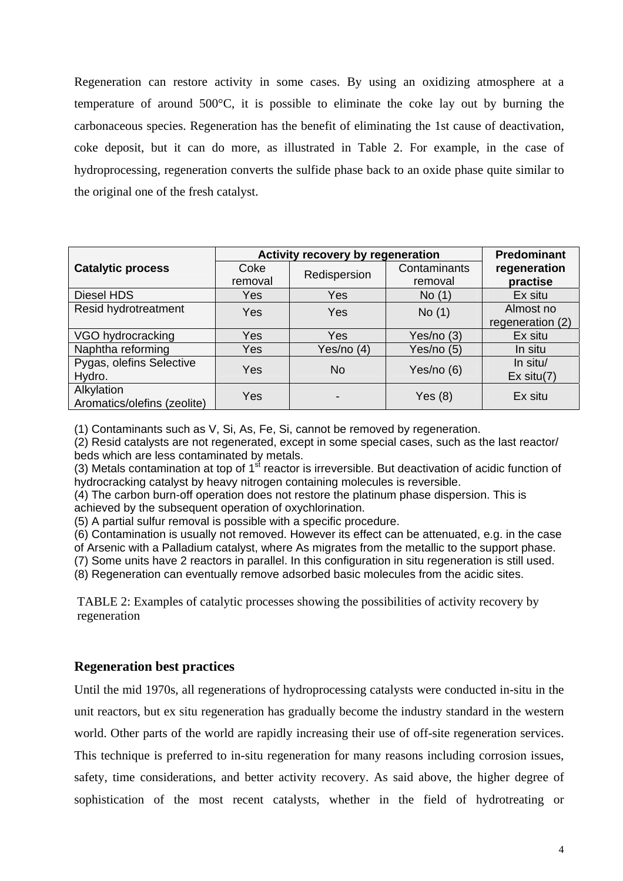Regeneration can restore activity in some cases. By using an oxidizing atmosphere at a temperature of around 500°C, it is possible to eliminate the coke lay out by burning the carbonaceous species. Regeneration has the benefit of eliminating the 1st cause of deactivation, coke deposit, but it can do more, as illustrated in Table 2. For example, in the case of hydroprocessing, regeneration converts the sulfide phase back to an oxide phase quite similar to the original one of the fresh catalyst.

| Catalytic process | Activity recovery by regeneration | | | Predominant regeneration practise |
|---|---|---|---|---|
| | Coke removal | Redispersion | Contaminants removal | |
| Diesel HDS | Yes | Yes | No (1) | Ex situ |
| Resid hydrotreatment | Yes | Yes | No (1) | Almost no regeneration (2) |
| VGO hydrocracking | Yes | Yes | Yes/no (3) | Ex situ |
| Naphtha reforming | Yes | Yes/no (4) | Yes/no (5) | In situ |
| Pygas, olefins Selective Hydro. | Yes | No | Yes/no (6) | In situ/ Ex situ(7) |
| Alkylation Aromatics/olefins (zeolite) | Yes | - | Yes (8) | Ex situ |

(1) Contaminants such as V, Si, As, Fe, Si, cannot be removed by regeneration.
(2) Resid catalysts are not regenerated, except in some special cases, such as the last reactor/ beds which are less contaminated by metals.
(3) Metals contamination at top of 1st reactor is irreversible. But deactivation of acidic function of hydrocracking catalyst by heavy nitrogen containing molecules is reversible.
(4) The carbon burn-off operation does not restore the platinum phase dispersion. This is achieved by the subsequent operation of oxychlorination.
(5) A partial sulfur removal is possible with a specific procedure.
(6) Contamination is usually not removed. However its effect can be attenuated, e.g. in the case of Arsenic with a Palladium catalyst, where As migrates from the metallic to the support phase.
(7) Some units have 2 reactors in parallel. In this configuration in situ regeneration is still used.
(8) Regeneration can eventually remove adsorbed basic molecules from the acidic sites.

TABLE 2: Examples of catalytic processes showing the possibilities of activity recovery by regeneration

## Regeneration best practices

Until the mid 1970s, all regenerations of hydroprocessing catalysts were conducted in-situ in the unit reactors, but ex situ regeneration has gradually become the industry standard in the western world. Other parts of the world are rapidly increasing their use of off-site regeneration services. This technique is preferred to in-situ regeneration for many reasons including corrosion issues, safety, time considerations, and better activity recovery. As said above, the higher degree of sophistication of the most recent catalysts, whether in the field of hydrotreating or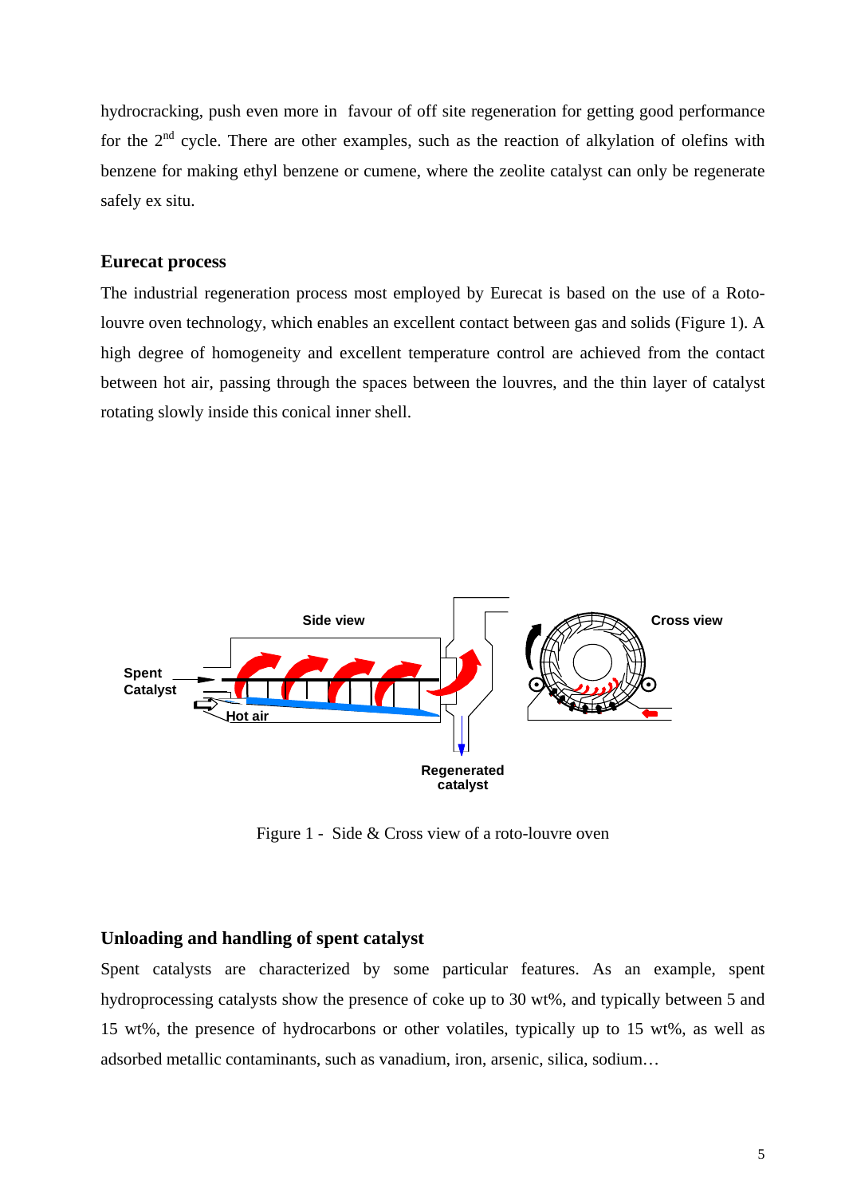hydrocracking, push even more in favour of off site regeneration for getting good performance for the 2nd cycle. There are other examples, such as the reaction of alkylation of olefins with benzene for making ethyl benzene or cumene, where the zeolite catalyst can only be regenerate safely ex situ.

## Eurecat process

The industrial regeneration process most employed by Eurecat is based on the use of a Roto-louvre oven technology, which enables an excellent contact between gas and solids (Figure 1). A high degree of homogeneity and excellent temperature control are achieved from the contact between hot air, passing through the spaces between the louvres, and the thin layer of catalyst rotating slowly inside this conical inner shell.

Figure 1 - Side & Cross view of a roto-louvre oven

## Unloading and handling of spent catalyst

Spent catalysts are characterized by some particular features. As an example, spent hydroprocessing catalysts show the presence of coke up to 30 wt%, and typically between 5 and 15 wt%, the presence of hydrocarbons or other volatiles, typically up to 15 wt%, as well as adsorbed metallic contaminants, such as vanadium, iron, arsenic, silica, sodium…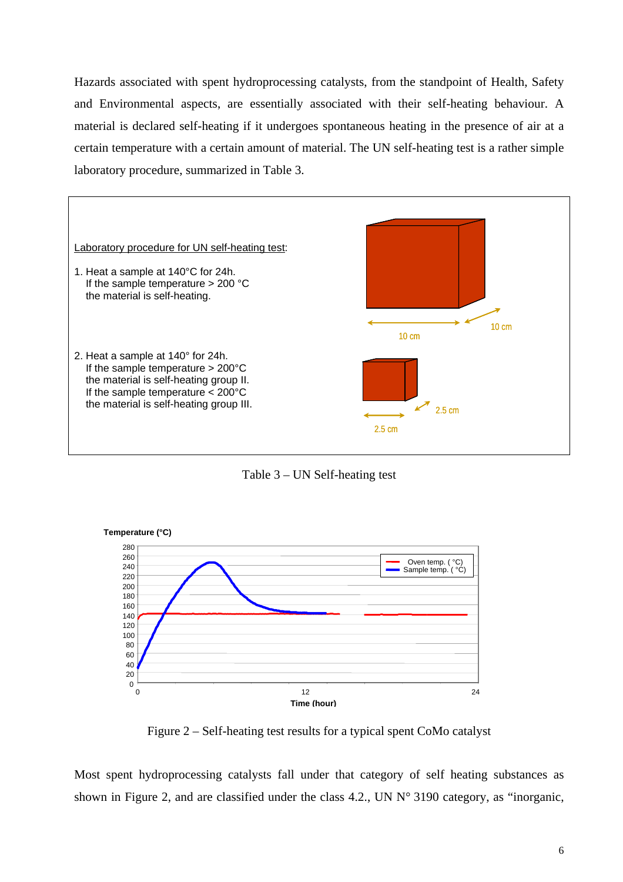Hazards associated with spent hydroprocessing catalysts, from the standpoint of Health, Safety and Environmental aspects, are essentially associated with their self-heating behaviour. A material is declared self-heating if it undergoes spontaneous heating in the presence of air at a certain temperature with a certain amount of material. The UN self-heating test is a rather simple laboratory procedure, summarized in Table 3.

Laboratory procedure for UN self-heating test:

1. Heat a sample at 140°C for 24h.
   If the sample temperature > 200 °C
   the material is self-heating.

2. Heat a sample at 140° for 24h.
   If the sample temperature > 200°C
   the material is self-heating group II.
   If the sample temperature < 200°C
   the material is self-heating group III.

Table 3 – UN Self-heating test

Figure 2 – Self-heating test results for a typical spent CoMo catalyst

Most spent hydroprocessing catalysts fall under that category of self heating substances as shown in Figure 2, and are classified under the class 4.2., UN N° 3190 category, as “inorganic,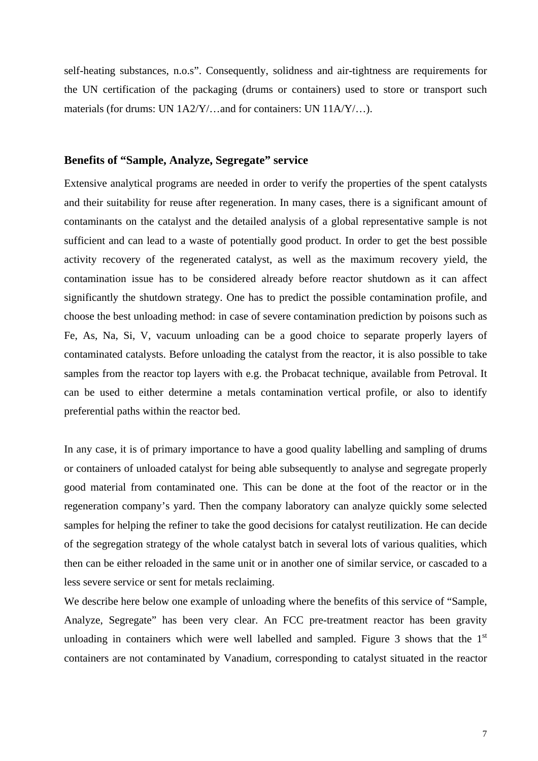self-heating substances, n.o.s". Consequently, solidness and air-tightness are requirements for the UN certification of the packaging (drums or containers) used to store or transport such materials (for drums: UN 1A2/Y/…and for containers: UN 11A/Y/…).

## Benefits of "Sample, Analyze, Segregate" service

Extensive analytical programs are needed in order to verify the properties of the spent catalysts and their suitability for reuse after regeneration. In many cases, there is a significant amount of contaminants on the catalyst and the detailed analysis of a global representative sample is not sufficient and can lead to a waste of potentially good product. In order to get the best possible activity recovery of the regenerated catalyst, as well as the maximum recovery yield, the contamination issue has to be considered already before reactor shutdown as it can affect significantly the shutdown strategy. One has to predict the possible contamination profile, and choose the best unloading method: in case of severe contamination prediction by poisons such as Fe, As, Na, Si, V, vacuum unloading can be a good choice to separate properly layers of contaminated catalysts. Before unloading the catalyst from the reactor, it is also possible to take samples from the reactor top layers with e.g. the Probacat technique, available from Petroval. It can be used to either determine a metals contamination vertical profile, or also to identify preferential paths within the reactor bed.

In any case, it is of primary importance to have a good quality labelling and sampling of drums or containers of unloaded catalyst for being able subsequently to analyse and segregate properly good material from contaminated one. This can be done at the foot of the reactor or in the regeneration company's yard. Then the company laboratory can analyze quickly some selected samples for helping the refiner to take the good decisions for catalyst reutilization. He can decide of the segregation strategy of the whole catalyst batch in several lots of various qualities, which then can be either reloaded in the same unit or in another one of similar service, or cascaded to a less severe service or sent for metals reclaiming.

We describe here below one example of unloading where the benefits of this service of "Sample, Analyze, Segregate" has been very clear. An FCC pre-treatment reactor has been gravity unloading in containers which were well labelled and sampled. Figure 3 shows that the 1st containers are not contaminated by Vanadium, corresponding to catalyst situated in the reactor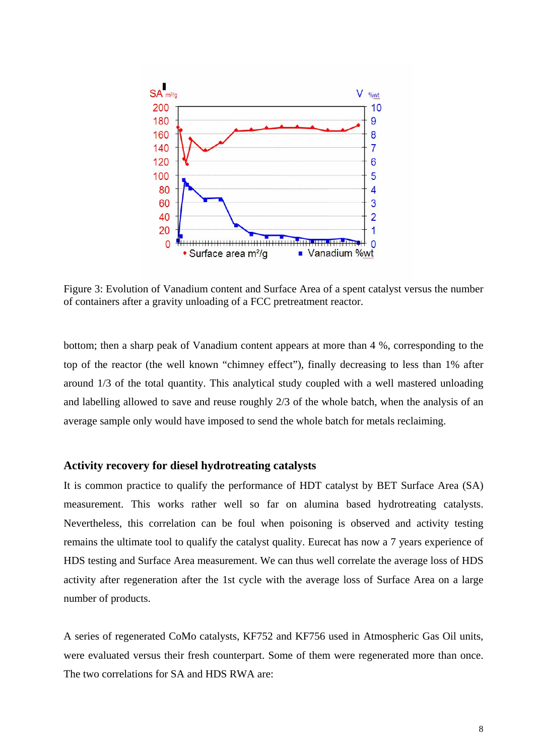Figure 3: Evolution of Vanadium content and Surface Area of a spent catalyst versus the number of containers after a gravity unloading of a FCC pretreatment reactor.

bottom; then a sharp peak of Vanadium content appears at more than 4 %, corresponding to the top of the reactor (the well known “chimney effect”), finally decreasing to less than 1% after around 1/3 of the total quantity. This analytical study coupled with a well mastered unloading and labelling allowed to save and reuse roughly 2/3 of the whole batch, when the analysis of an average sample only would have imposed to send the whole batch for metals reclaiming.

## Activity recovery for diesel hydrotreating catalysts

It is common practice to qualify the performance of HDT catalyst by BET Surface Area (SA) measurement. This works rather well so far on alumina based hydrotreating catalysts. Nevertheless, this correlation can be foul when poisoning is observed and activity testing remains the ultimate tool to qualify the catalyst quality. Eurecat has now a 7 years experience of HDS testing and Surface Area measurement. We can thus well correlate the average loss of HDS activity after regeneration after the 1st cycle with the average loss of Surface Area on a large number of products.

A series of regenerated CoMo catalysts, KF752 and KF756 used in Atmospheric Gas Oil units, were evaluated versus their fresh counterpart. Some of them were regenerated more than once. The two correlations for SA and HDS RWA are: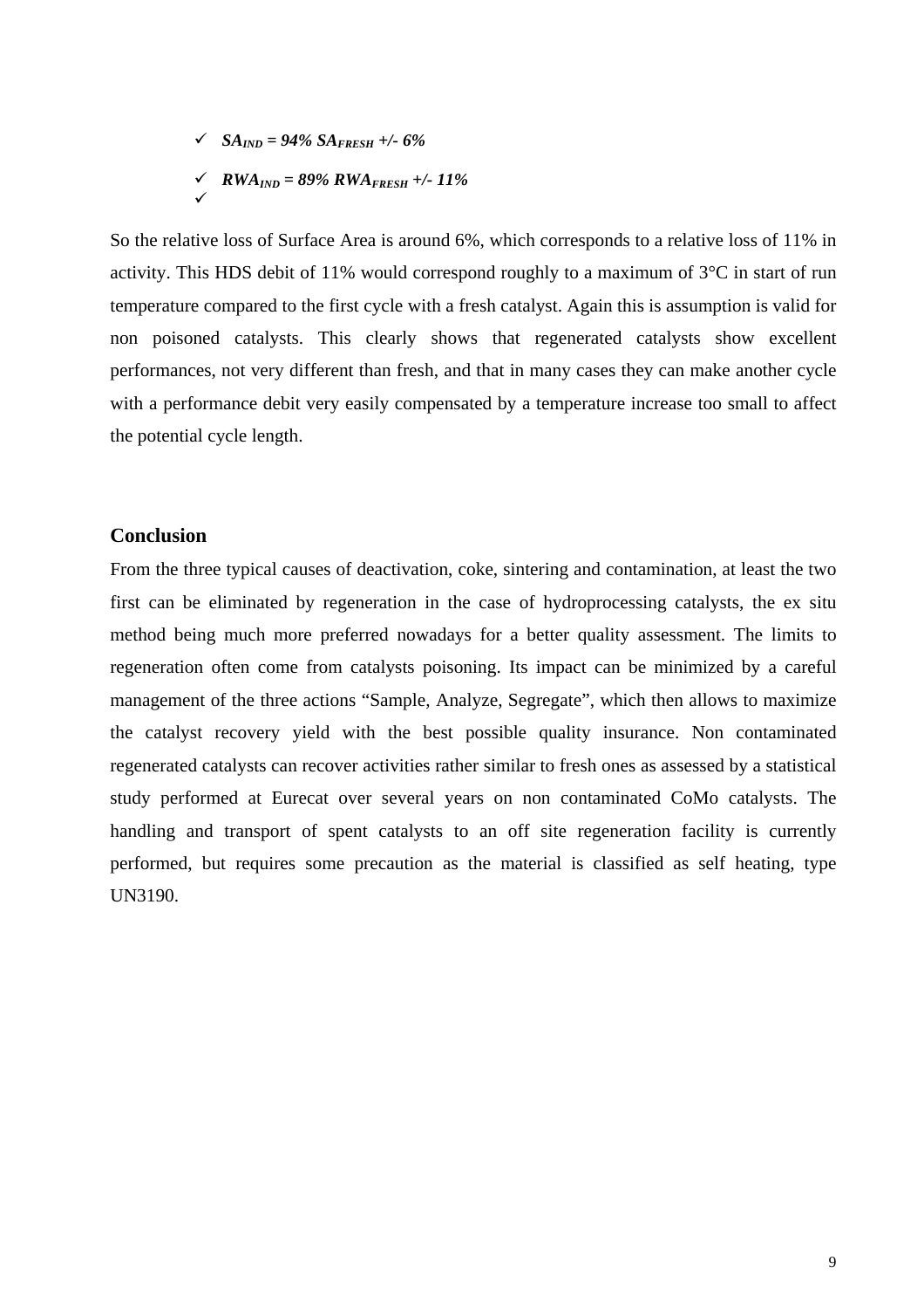- ✓ $SA_{IND}$ = 94% $SA_{FRESH}$ +/- 6%
- ✓ $RWA_{IND}$ = 89% $RWA_{FRESH}$ +/- 11%
- ✓

So the relative loss of Surface Area is around 6%, which corresponds to a relative loss of 11% in activity. This HDS debit of 11% would correspond roughly to a maximum of 3°C in start of run temperature compared to the first cycle with a fresh catalyst. Again this is assumption is valid for non poisoned catalysts. This clearly shows that regenerated catalysts show excellent performances, not very different than fresh, and that in many cases they can make another cycle with a performance debit very easily compensated by a temperature increase too small to affect the potential cycle length.

## Conclusion

From the three typical causes of deactivation, coke, sintering and contamination, at least the two first can be eliminated by regeneration in the case of hydroprocessing catalysts, the ex situ method being much more preferred nowadays for a better quality assessment. The limits to regeneration often come from catalysts poisoning. Its impact can be minimized by a careful management of the three actions “Sample, Analyze, Segregate”, which then allows to maximize the catalyst recovery yield with the best possible quality insurance. Non contaminated regenerated catalysts can recover activities rather similar to fresh ones as assessed by a statistical study performed at Eurecat over several years on non contaminated CoMo catalysts. The handling and transport of spent catalysts to an off site regeneration facility is currently performed, but requires some precaution as the material is classified as self heating, type UN3190.